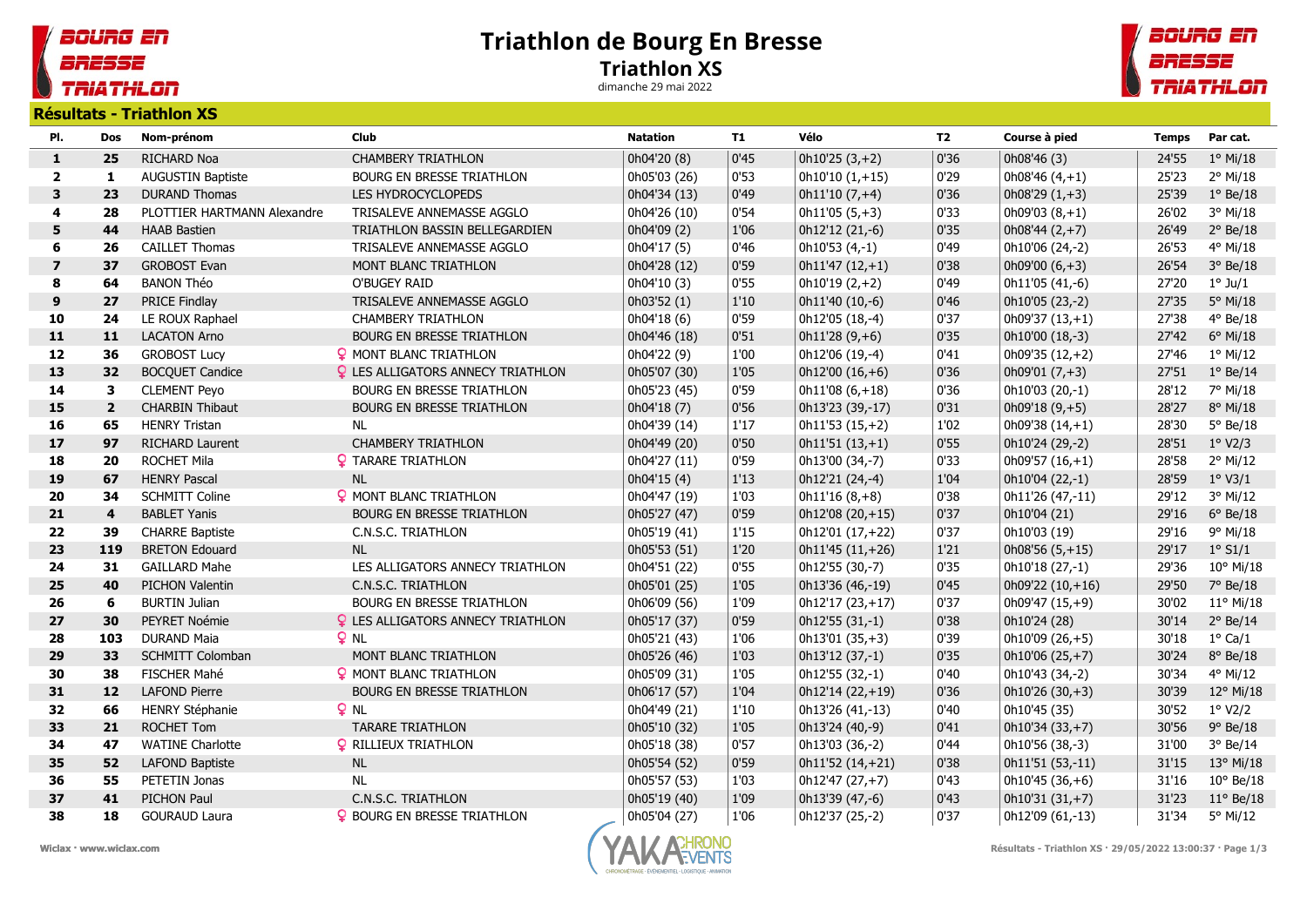# Triathlon de Bourg En Bresse

## Triathlon XS

dimanche 29 mai 2022

### Résultats - Triathlon XS

| Pl. | Dos | Nom-prénom | Club | Natation | T1 | Vélo | T2 | Course à pied | Temps | Par cat. |
|---|---|---|---|---|---|---|---|---|---|---|
| 1 | 25 | RICHARD Noa | CHAMBERY TRIATHLON | 0h04'20 (8) | 0'45 | 0h10'25 (3,+2) | 0'36 | 0h08'46 (3) | 24'55 | 1° Mi/18 |
| 2 | 1 | AUGUSTIN Baptiste | BOURG EN BRESSE TRIATHLON | 0h05'03 (26) | 0'53 | 0h10'10 (1,+15) | 0'29 | 0h08'46 (4,+1) | 25'23 | 2° Mi/18 |
| 3 | 23 | DURAND Thomas | LES HYDROCYCLOPEDS | 0h04'34 (13) | 0'49 | 0h11'10 (7,+4) | 0'36 | 0h08'29 (1,+3) | 25'39 | 1° Be/18 |
| 4 | 28 | PLOTTIER HARTMANN Alexandre | TRISALEVE ANNEMASSE AGGLO | 0h04'26 (10) | 0'54 | 0h11'05 (5,+3) | 0'33 | 0h09'03 (8,+1) | 26'02 | 3° Mi/18 |
| 5 | 44 | HAAB Bastien | TRIATHLON BASSIN BELLEGARDIEN | 0h04'09 (2) | 1'06 | 0h12'12 (21,-6) | 0'35 | 0h08'44 (2,+7) | 26'49 | 2° Be/18 |
| 6 | 26 | CAILLET Thomas | TRISALEVE ANNEMASSE AGGLO | 0h04'17 (5) | 0'46 | 0h10'53 (4,-1) | 0'49 | 0h10'06 (24,-2) | 26'53 | 4° Mi/18 |
| 7 | 37 | GROBOST Evan | MONT BLANC TRIATHLON | 0h04'28 (12) | 0'59 | 0h11'47 (12,+1) | 0'38 | 0h09'00 (6,+3) | 26'54 | 3° Be/18 |
| 8 | 64 | BANON Théo | O'BUGEY RAID | 0h04'10 (3) | 0'55 | 0h10'19 (2,+2) | 0'49 | 0h11'05 (41,-6) | 27'20 | 1° Ju/1 |
| 9 | 27 | PRICE Findlay | TRISALEVE ANNEMASSE AGGLO | 0h03'52 (1) | 1'10 | 0h11'40 (10,-6) | 0'46 | 0h10'05 (23,-2) | 27'35 | 5° Mi/18 |
| 10 | 24 | LE ROUX Raphael | CHAMBERY TRIATHLON | 0h04'18 (6) | 0'59 | 0h12'05 (18,-4) | 0'37 | 0h09'37 (13,+1) | 27'38 | 4° Be/18 |
| 11 | 11 | LACATON Arno | BOURG EN BRESSE TRIATHLON | 0h04'46 (18) | 0'51 | 0h11'28 (9,+6) | 0'35 | 0h10'00 (18,-3) | 27'42 | 6° Mi/18 |
| 12 | 36 | GROBOST Lucy | ♀ MONT BLANC TRIATHLON | 0h04'22 (9) | 1'00 | 0h12'06 (19,-4) | 0'41 | 0h09'35 (12,+2) | 27'46 | 1° Mi/12 |
| 13 | 32 | BOCQUET Candice | ♀ LES ALLIGATORS ANNECY TRIATHLON | 0h05'07 (30) | 1'05 | 0h12'00 (16,+6) | 0'36 | 0h09'01 (7,+3) | 27'51 | 1° Be/14 |
| 14 | 3 | CLEMENT Peyo | BOURG EN BRESSE TRIATHLON | 0h05'23 (45) | 0'59 | 0h11'08 (6,+18) | 0'36 | 0h10'03 (20,-1) | 28'12 | 7° Mi/18 |
| 15 | 2 | CHARBIN Thibaut | BOURG EN BRESSE TRIATHLON | 0h04'18 (7) | 0'56 | 0h13'23 (39,-17) | 0'31 | 0h09'18 (9,+5) | 28'27 | 8° Mi/18 |
| 16 | 65 | HENRY Tristan | NL | 0h04'39 (14) | 1'17 | 0h11'53 (15,+2) | 1'02 | 0h09'38 (14,+1) | 28'30 | 5° Be/18 |
| 17 | 97 | RICHARD Laurent | CHAMBERY TRIATHLON | 0h04'49 (20) | 0'50 | 0h11'51 (13,+1) | 0'55 | 0h10'24 (29,-2) | 28'51 | 1° V2/3 |
| 18 | 20 | ROCHET Mila | ♀ TARARE TRIATHLON | 0h04'27 (11) | 0'59 | 0h13'00 (34,-7) | 0'33 | 0h09'57 (16,+1) | 28'58 | 2° Mi/12 |
| 19 | 67 | HENRY Pascal | NL | 0h04'15 (4) | 1'13 | 0h12'21 (24,-4) | 1'04 | 0h10'04 (22,-1) | 28'59 | 1° V3/1 |
| 20 | 34 | SCHMITT Coline | ♀ MONT BLANC TRIATHLON | 0h04'47 (19) | 1'03 | 0h11'16 (8,+8) | 0'38 | 0h11'26 (47,-11) | 29'12 | 3° Mi/12 |
| 21 | 4 | BABLET Yanis | BOURG EN BRESSE TRIATHLON | 0h05'27 (47) | 0'59 | 0h12'08 (20,+15) | 0'37 | 0h10'04 (21) | 29'16 | 6° Be/18 |
| 22 | 39 | CHARRE Baptiste | C.N.S.C. TRIATHLON | 0h05'19 (41) | 1'15 | 0h12'01 (17,+22) | 0'37 | 0h10'03 (19) | 29'16 | 9° Mi/18 |
| 23 | 119 | BRETON Edouard | NL | 0h05'53 (51) | 1'20 | 0h11'45 (11,+26) | 1'21 | 0h08'56 (5,+15) | 29'17 | 1° S1/1 |
| 24 | 31 | GAILLARD Mahe | LES ALLIGATORS ANNECY TRIATHLON | 0h04'51 (22) | 0'55 | 0h12'55 (30,-7) | 0'35 | 0h10'18 (27,-1) | 29'36 | 10° Mi/18 |
| 25 | 40 | PICHON Valentin | C.N.S.C. TRIATHLON | 0h05'01 (25) | 1'05 | 0h13'36 (46,-19) | 0'45 | 0h09'22 (10,+16) | 29'50 | 7° Be/18 |
| 26 | 6 | BURTIN Julian | BOURG EN BRESSE TRIATHLON | 0h06'09 (56) | 1'09 | 0h12'17 (23,+17) | 0'37 | 0h09'47 (15,+9) | 30'02 | 11° Mi/18 |
| 27 | 30 | PEYRET Noémie | ♀ LES ALLIGATORS ANNECY TRIATHLON | 0h05'17 (37) | 0'59 | 0h12'55 (31,-1) | 0'38 | 0h10'24 (28) | 30'14 | 2° Be/14 |
| 28 | 103 | DURAND Maia | ♀ NL | 0h05'21 (43) | 1'06 | 0h13'01 (35,+3) | 0'39 | 0h10'09 (26,+5) | 30'18 | 1° Ca/1 |
| 29 | 33 | SCHMITT Colomban | MONT BLANC TRIATHLON | 0h05'26 (46) | 1'03 | 0h13'12 (37,-1) | 0'35 | 0h10'06 (25,+7) | 30'24 | 8° Be/18 |
| 30 | 38 | FISCHER Mahé | ♀ MONT BLANC TRIATHLON | 0h05'09 (31) | 1'05 | 0h12'55 (32,-1) | 0'40 | 0h10'43 (34,-2) | 30'34 | 4° Mi/12 |
| 31 | 12 | LAFOND Pierre | BOURG EN BRESSE TRIATHLON | 0h06'17 (57) | 1'04 | 0h12'14 (22,+19) | 0'36 | 0h10'26 (30,+3) | 30'39 | 12° Mi/18 |
| 32 | 66 | HENRY Stéphanie | ♀ NL | 0h04'49 (21) | 1'10 | 0h13'26 (41,-13) | 0'40 | 0h10'45 (35) | 30'52 | 1° V2/2 |
| 33 | 21 | ROCHET Tom | TARARE TRIATHLON | 0h05'10 (32) | 1'05 | 0h13'24 (40,-9) | 0'41 | 0h10'34 (33,+7) | 30'56 | 9° Be/18 |
| 34 | 47 | WATINE Charlotte | ♀ RILLIEUX TRIATHLON | 0h05'18 (38) | 0'57 | 0h13'03 (36,-2) | 0'44 | 0h10'56 (38,-3) | 31'00 | 3° Be/14 |
| 35 | 52 | LAFOND Baptiste | NL | 0h05'54 (52) | 0'59 | 0h11'52 (14,+21) | 0'38 | 0h11'51 (53,-11) | 31'15 | 13° Mi/18 |
| 36 | 55 | PETETIN Jonas | NL | 0h05'57 (53) | 1'03 | 0h12'47 (27,+7) | 0'43 | 0h10'45 (36,+6) | 31'16 | 10° Be/18 |
| 37 | 41 | PICHON Paul | C.N.S.C. TRIATHLON | 0h05'19 (40) | 1'09 | 0h13'39 (47,-6) | 0'43 | 0h10'31 (31,+7) | 31'23 | 11° Be/18 |
| 38 | 18 | GOURAUD Laura | ♀ BOURG EN BRESSE TRIATHLON | 0h05'04 (27) | 1'06 | 0h12'37 (25,-2) | 0'37 | 0h12'09 (61,-13) | 31'34 | 5° Mi/12 |

Wiclax · www.wiclax.com

Résultats - Triathlon XS · 29/05/2022 13:00:37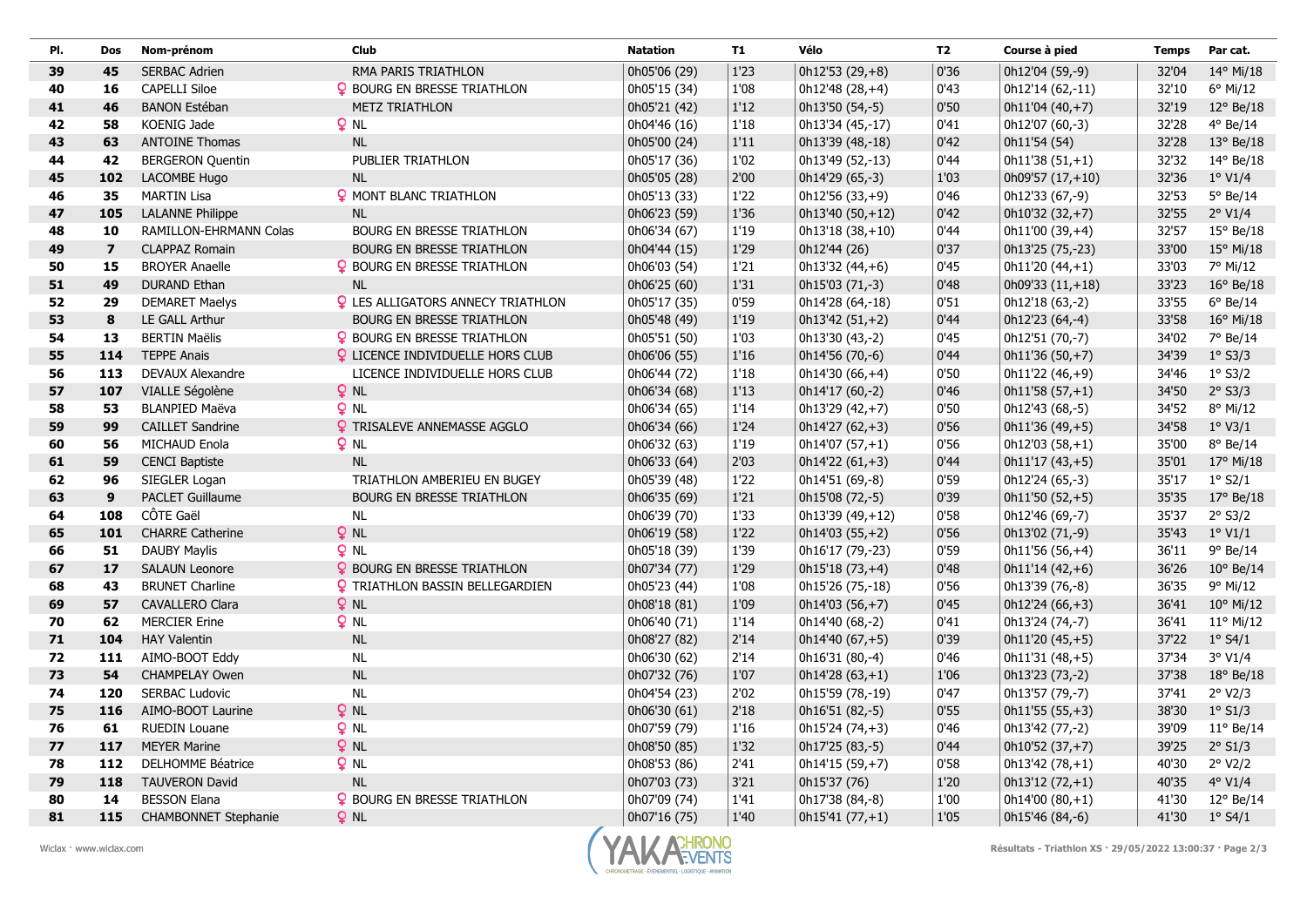| Pl. | Dos | Nom-prénom | Club | Natation | T1 | Vélo | T2 | Course à pied | Temps | Par cat. |
|---|---|---|---|---|---|---|---|---|---|---|
| 39 | 45 | SERBAC Adrien | RMA PARIS TRIATHLON | 0h05'06 (29) | 1'23 | 0h12'53 (29,+8) | 0'36 | 0h12'04 (59,-9) | 32'04 | 14° Mi/18 |
| 40 | 16 | CAPELLI Siloe | ♀ BOURG EN BRESSE TRIATHLON | 0h05'15 (34) | 1'08 | 0h12'48 (28,+4) | 0'43 | 0h12'14 (62,-11) | 32'10 | 6° Mi/12 |
| 41 | 46 | BANON Estéban | METZ TRIATHLON | 0h05'21 (42) | 1'12 | 0h13'50 (54,-5) | 0'50 | 0h11'04 (40,+7) | 32'19 | 12° Be/18 |
| 42 | 58 | KOENIG Jade | ♀ NL | 0h04'46 (16) | 1'18 | 0h13'34 (45,-17) | 0'41 | 0h12'07 (60,-3) | 32'28 | 4° Be/14 |
| 43 | 63 | ANTOINE Thomas | NL | 0h05'00 (24) | 1'11 | 0h13'39 (48,-18) | 0'42 | 0h11'54 (54) | 32'28 | 13° Be/18 |
| 44 | 42 | BERGERON Quentin | PUBLIER TRIATHLON | 0h05'17 (36) | 1'02 | 0h13'49 (52,-13) | 0'44 | 0h11'38 (51,+1) | 32'32 | 14° Be/18 |
| 45 | 102 | LACOMBE Hugo | NL | 0h05'05 (28) | 2'00 | 0h14'29 (65,-3) | 1'03 | 0h09'57 (17,+10) | 32'36 | 1° V1/4 |
| 46 | 35 | MARTIN Lisa | ♀ MONT BLANC TRIATHLON | 0h05'13 (33) | 1'22 | 0h12'56 (33,+9) | 0'46 | 0h12'33 (67,-9) | 32'53 | 5° Be/14 |
| 47 | 105 | LALANNE Philippe | NL | 0h06'23 (59) | 1'36 | 0h13'40 (50,+12) | 0'42 | 0h10'32 (32,+7) | 32'55 | 2° V1/4 |
| 48 | 10 | RAMILLON-EHRMANN Colas | BOURG EN BRESSE TRIATHLON | 0h06'34 (67) | 1'19 | 0h13'18 (38,+10) | 0'44 | 0h11'00 (39,+4) | 32'57 | 15° Be/18 |
| 49 | 7 | CLAPPAZ Romain | BOURG EN BRESSE TRIATHLON | 0h04'44 (15) | 1'29 | 0h12'44 (26) | 0'37 | 0h13'25 (75,-23) | 33'00 | 15° Mi/18 |
| 50 | 15 | BROYER Anaelle | ♀ BOURG EN BRESSE TRIATHLON | 0h06'03 (54) | 1'21 | 0h13'32 (44,+6) | 0'45 | 0h11'20 (44,+1) | 33'03 | 7° Mi/12 |
| 51 | 49 | DURAND Ethan | NL | 0h06'25 (60) | 1'31 | 0h15'03 (71,-3) | 0'48 | 0h09'33 (11,+18) | 33'23 | 16° Be/18 |
| 52 | 29 | DEMARET Maelys | ♀ LES ALLIGATORS ANNECY TRIATHLON | 0h05'17 (35) | 0'59 | 0h14'28 (64,-18) | 0'51 | 0h12'18 (63,-2) | 33'55 | 6° Be/14 |
| 53 | 8 | LE GALL Arthur | BOURG EN BRESSE TRIATHLON | 0h05'48 (49) | 1'19 | 0h13'42 (51,+2) | 0'44 | 0h12'23 (64,-4) | 33'58 | 16° Mi/18 |
| 54 | 13 | BERTIN Maëlis | ♀ BOURG EN BRESSE TRIATHLON | 0h05'51 (50) | 1'03 | 0h13'30 (43,-2) | 0'45 | 0h12'51 (70,-7) | 34'02 | 7° Be/14 |
| 55 | 114 | TEPPE Anais | ♀ LICENCE INDIVIDUELLE HORS CLUB | 0h06'06 (55) | 1'16 | 0h14'56 (70,-6) | 0'44 | 0h11'36 (50,+7) | 34'39 | 1° S3/3 |
| 56 | 113 | DEVAUX Alexandre | LICENCE INDIVIDUELLE HORS CLUB | 0h06'44 (72) | 1'18 | 0h14'30 (66,+4) | 0'50 | 0h11'22 (46,+9) | 34'46 | 1° S3/2 |
| 57 | 107 | VIALLE Ségolène | ♀ NL | 0h06'34 (68) | 1'13 | 0h14'17 (60,-2) | 0'46 | 0h11'58 (57,+1) | 34'50 | 2° S3/3 |
| 58 | 53 | BLANPIED Maëva | ♀ NL | 0h06'34 (65) | 1'14 | 0h13'29 (42,+7) | 0'50 | 0h12'43 (68,-5) | 34'52 | 8° Mi/12 |
| 59 | 99 | CAILLET Sandrine | ♀ TRISALEVE ANNEMASSE AGGLO | 0h06'34 (66) | 1'24 | 0h14'27 (62,+3) | 0'56 | 0h11'36 (49,+5) | 34'58 | 1° V3/1 |
| 60 | 56 | MICHAUD Enola | ♀ NL | 0h06'32 (63) | 1'19 | 0h14'07 (57,+1) | 0'56 | 0h12'03 (58,+1) | 35'00 | 8° Be/14 |
| 61 | 59 | CENCI Baptiste | NL | 0h06'33 (64) | 2'03 | 0h14'22 (61,+3) | 0'44 | 0h11'17 (43,+5) | 35'01 | 17° Mi/18 |
| 62 | 96 | SIEGLER Logan | TRIATHLON AMBERIEU EN BUGEY | 0h05'39 (48) | 1'22 | 0h14'51 (69,-8) | 0'59 | 0h12'24 (65,-3) | 35'17 | 1° S2/1 |
| 63 | 9 | PACLET Guillaume | BOURG EN BRESSE TRIATHLON | 0h06'35 (69) | 1'21 | 0h15'08 (72,-5) | 0'39 | 0h11'50 (52,+5) | 35'35 | 17° Be/18 |
| 64 | 108 | CÔTE Gaël | NL | 0h06'39 (70) | 1'33 | 0h13'39 (49,+12) | 0'58 | 0h12'46 (69,-7) | 35'37 | 2° S3/2 |
| 65 | 101 | CHARRE Catherine | ♀ NL | 0h06'19 (58) | 1'22 | 0h14'03 (55,+2) | 0'56 | 0h13'02 (71,-9) | 35'43 | 1° V1/1 |
| 66 | 51 | DAUBY Maylis | ♀ NL | 0h05'18 (39) | 1'39 | 0h16'17 (79,-23) | 0'59 | 0h11'56 (56,+4) | 36'11 | 9° Be/14 |
| 67 | 17 | SALAUN Leonore | ♀ BOURG EN BRESSE TRIATHLON | 0h07'34 (77) | 1'29 | 0h15'18 (73,+4) | 0'48 | 0h11'14 (42,+6) | 36'26 | 10° Be/14 |
| 68 | 43 | BRUNET Charline | ♀ TRIATHLON BASSIN BELLEGARDIEN | 0h05'23 (44) | 1'08 | 0h15'26 (75,-18) | 0'56 | 0h13'39 (76,-8) | 36'35 | 9° Mi/12 |
| 69 | 57 | CAVALLERO Clara | ♀ NL | 0h08'18 (81) | 1'09 | 0h14'03 (56,+7) | 0'45 | 0h12'24 (66,+3) | 36'41 | 10° Mi/12 |
| 70 | 62 | MERCIER Erine | ♀ NL | 0h06'40 (71) | 1'14 | 0h14'40 (68,-2) | 0'41 | 0h13'24 (74,-7) | 36'41 | 11° Mi/12 |
| 71 | 104 | HAY Valentin | NL | 0h08'27 (82) | 2'14 | 0h14'40 (67,+5) | 0'39 | 0h11'20 (45,+5) | 37'22 | 1° S4/1 |
| 72 | 111 | AIMO-BOOT Eddy | NL | 0h06'30 (62) | 2'14 | 0h16'31 (80,-4) | 0'46 | 0h11'31 (48,+5) | 37'34 | 3° V1/4 |
| 73 | 54 | CHAMPELAY Owen | NL | 0h07'32 (76) | 1'07 | 0h14'28 (63,+1) | 1'06 | 0h13'23 (73,-2) | 37'38 | 18° Be/18 |
| 74 | 120 | SERBAC Ludovic | NL | 0h04'54 (23) | 2'02 | 0h15'59 (78,-19) | 0'47 | 0h13'57 (79,-7) | 37'41 | 2° V2/3 |
| 75 | 116 | AIMO-BOOT Laurine | ♀ NL | 0h06'30 (61) | 2'18 | 0h16'51 (82,-5) | 0'55 | 0h11'55 (55,+3) | 38'30 | 1° S1/3 |
| 76 | 61 | RUEDIN Louane | ♀ NL | 0h07'59 (79) | 1'16 | 0h15'24 (74,+3) | 0'46 | 0h13'42 (77,-2) | 39'09 | 11° Be/14 |
| 77 | 117 | MEYER Marine | ♀ NL | 0h08'50 (85) | 1'32 | 0h17'25 (83,-5) | 0'44 | 0h10'52 (37,+7) | 39'25 | 2° S1/3 |
| 78 | 112 | DELHOMME Béatrice | ♀ NL | 0h08'53 (86) | 2'41 | 0h14'15 (59,+7) | 0'58 | 0h13'42 (78,+1) | 40'30 | 2° V2/2 |
| 79 | 118 | TAUVERON David | NL | 0h07'03 (73) | 3'21 | 0h15'37 (76) | 1'20 | 0h13'12 (72,+1) | 40'35 | 4° V1/4 |
| 80 | 14 | BESSON Elana | ♀ BOURG EN BRESSE TRIATHLON | 0h07'09 (74) | 1'41 | 0h17'38 (84,-8) | 1'00 | 0h14'00 (80,+1) | 41'30 | 12° Be/14 |
| 81 | 115 | CHAMBONNET Stephanie | ♀ NL | 0h07'16 (75) | 1'40 | 0h15'41 (77,+1) | 1'05 | 0h15'46 (84,-6) | 41'30 | 1° S4/1 |

Wiclax · www.wiclax.com

Résultats - Triathlon XS · 29/05/2022 13:00:37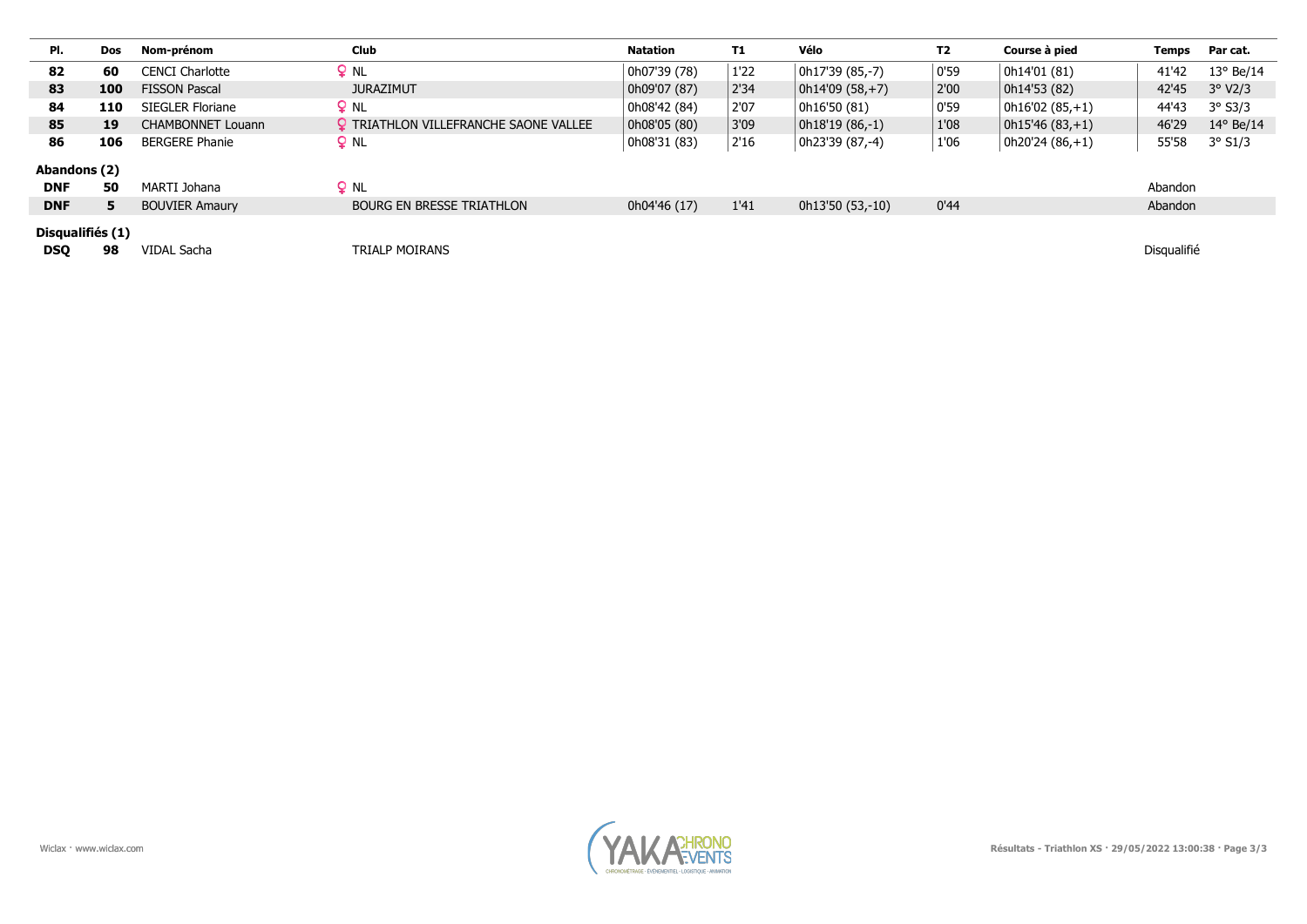| Pl. | Dos | Nom-prénom | Club | Natation | T1 | Vélo | T2 | Course à pied | Temps | Par cat. |
|---|---|---|---|---|---|---|---|---|---|---|
| 82 | 60 | CENCI Charlotte | ♀ NL | 0h07'39 (78) | 1'22 | 0h17'39 (85,-7) | 0'59 | 0h14'01 (81) | 41'42 | 13° Be/14 |
| 83 | 100 | FISSON Pascal | JURAZIMUT | 0h09'07 (87) | 2'34 | 0h14'09 (58,+7) | 2'00 | 0h14'53 (82) | 42'45 | 3° V2/3 |
| 84 | 110 | SIEGLER Floriane | ♀ NL | 0h08'42 (84) | 2'07 | 0h16'50 (81) | 0'59 | 0h16'02 (85,+1) | 44'43 | 3° S3/3 |
| 85 | 19 | CHAMBONNET Louann | ♀ TRIATHLON VILLEFRANCHE SAONE VALLEE | 0h08'05 (80) | 3'09 | 0h18'19 (86,-1) | 1'08 | 0h15'46 (83,+1) | 46'29 | 14° Be/14 |
| 86 | 106 | BERGERE Phanie | ♀ NL | 0h08'31 (83) | 2'16 | 0h23'39 (87,-4) | 1'06 | 0h20'24 (86,+1) | 55'58 | 3° S1/3 |

**Abandons (2)**

| Pl. | Dos | Nom-prénom | Club | Natation | T1 | Vélo | T2 | Course à pied | Temps | Par cat. |
|---|---|---|---|---|---|---|---|---|---|---|
| DNF | 50 | MARTI Johana | ♀ NL | | | | | | Abandon | |
| DNF | 5 | BOUVIER Amaury | BOURG EN BRESSE TRIATHLON | 0h04'46 (17) | 1'41 | 0h13'50 (53,-10) | 0'44 | | Abandon | |

**Disqualifiés (1)**

| Pl. | Dos | Nom-prénom | Club | Natation | T1 | Vélo | T2 | Course à pied | Temps | Par cat. |
|---|---|---|---|---|---|---|---|---|---|---|
| DSQ | 98 | VIDAL Sacha | TRIALP MOIRANS | | | | | | Disqualifié | |

Wiclax · www.wiclax.com

YAKA CHRONO EVENTS
CHRONOMÉTRAGE · ÉVÉNEMENTIEL · LOGISTIQUE · ANIMATION

Résultats - Triathlon XS · 29/05/2022 13:00:38